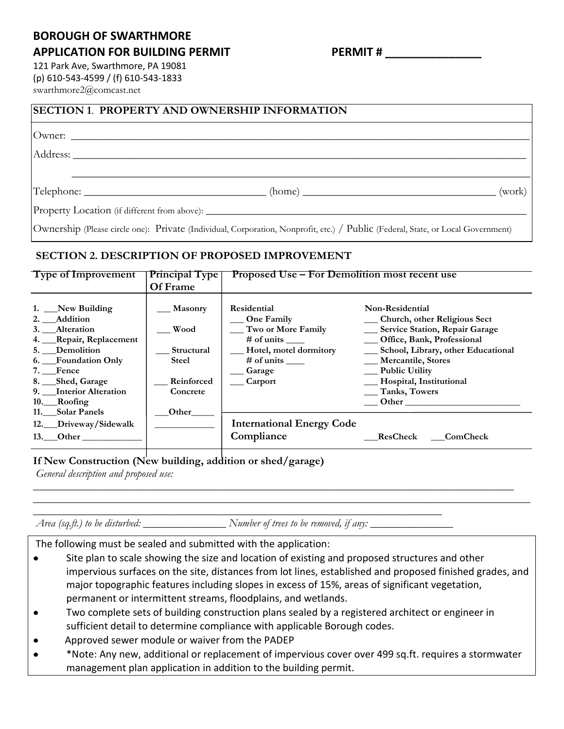# BOROUGH OF SWARTHMORE

## APPLICATION FOR BUILDING PERMIT PERMIT # ________________

121 Park Ave, Swarthmore, PA 19081
(p) 610-543-4599 / (f) 610-543-1833
swarthmore2@comcast.net

### SECTION 1. PROPERTY AND OWNERSHIP INFORMATION

Owner: ______________________________________________________________

Address: ______________________________________________________________

______________________________________________________________

Telephone: ________________________ (home) ________________________ (work)

Property Location (if different from above): ______________________________________________

Ownership (Please circle one): Private (Individual, Corporation, Nonprofit, etc.) / Public (Federal, State, or Local Government)

### SECTION 2. DESCRIPTION OF PROPOSED IMPROVEMENT

| Type of Improvement | Principal Type Of Frame | Proposed Use – For Demolition most recent use | |
|---|---|---|---|
| 1. ___New Building | ___ Masonry | **Residential** | **Non-Residential** |
| 2. ___Addition | | ___ One Family | ___ Church, other Religious Sect |
| 3. ___Alteration | ___ Wood | ___ Two or More Family | ___ Service Station, Repair Garage |
| 4. ___Repair, Replacement | | # of units ____ | ___ Office, Bank, Professional |
| 5. ___Demolition | ___ Structural Steel | ___ Hotel, motel dormitory | ___ School, Library, other Educational |
| 6. ___Foundation Only | | # of units ____ | ___ Mercantile, Stores |
| 7. ___Fence | | ___ Garage | ___ Public Utility |
| 8. ___Shed, Garage | ___ Reinforced Concrete | ___ Carport | ___ Hospital, Institutional |
| 9. ___Interior Alteration | | | ___ Tanks, Towers |
| 10.___Roofing | | | ___ Other ________________ |
| 11.___Solar Panels | ___Other_____ | | |
| 12.___Driveway/Sidewalk | ___________ | International Energy Code Compliance | ___ResCheck ___ComCheck |
| 13.___Other ___________ | | | |

**If New Construction (New building, addition or shed/garage)**

*General description and proposed use:*

______________________________________________________________

______________________________________________________________

______________________________________________________________

*Area (sq.ft.) to be disturbed:* ______________ *Number of trees to be removed, if any:* ______________

The following must be sealed and submitted with the application:

- Site plan to scale showing the size and location of existing and proposed structures and other impervious surfaces on the site, distances from lot lines, established and proposed finished grades, and major topographic features including slopes in excess of 15%, areas of significant vegetation, permanent or intermittent streams, floodplains, and wetlands.
- Two complete sets of building construction plans sealed by a registered architect or engineer in sufficient detail to determine compliance with applicable Borough codes.
- Approved sewer module or waiver from the PADEP
- *Note: Any new, additional or replacement of impervious cover over 499 sq.ft. requires a stormwater management plan application in addition to the building permit.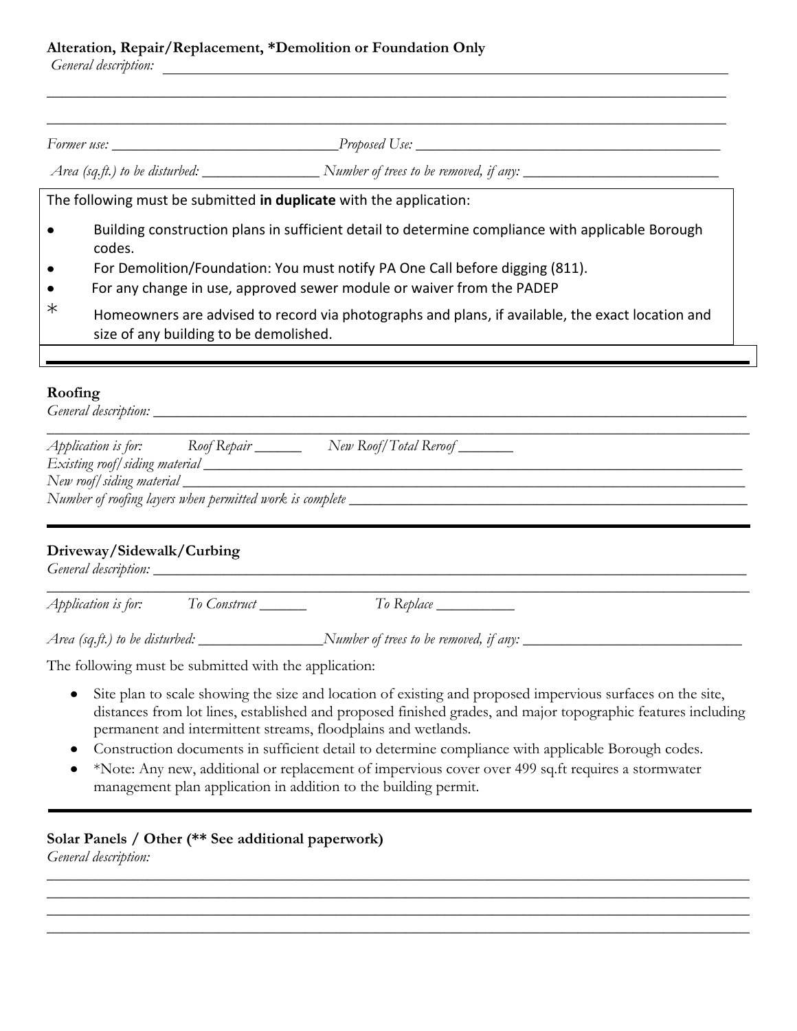**Alteration, Repair/Replacement, *Demolition or Foundation Only**

*General description:* ______________________________________________________________________

____________________________________________________________________________________

____________________________________________________________________________________

*Former use:* ______________________________ *Proposed Use:* ________________________________________

*Area (sq.ft.) to be disturbed:* _______________ *Number of trees to be removed, if any:* _________________________

The following must be submitted **in duplicate** with the application:

- Building construction plans in sufficient detail to determine compliance with applicable Borough codes.
- For Demolition/Foundation: You must notify PA One Call before digging (811).
- For any change in use, approved sewer module or waiver from the PADEP

\* Homeowners are advised to record via photographs and plans, if available, the exact location and size of any building to be demolished.

---

**Roofing**

*General description:* ______________________________________________________________________

____________________________________________________________________________________

*Application is for:* *Roof Repair* ______ *New Roof/Total Reroof* _______

*Existing roof/siding material* __________________________________________________________________

*New roof/siding material* ______________________________________________________________________

*Number of roofing layers when permitted work is complete* _____________________________________________

---

**Driveway/Sidewalk/Curbing**

*General description:* ______________________________________________________________________

____________________________________________________________________________________

*Application is for:* *To Construct* ______ *To Replace* __________

*Area (sq.ft.) to be disturbed:* ________________ *Number of trees to be removed, if any:* ____________________________

The following must be submitted with the application:

- Site plan to scale showing the size and location of existing and proposed impervious surfaces on the site, distances from lot lines, established and proposed finished grades, and major topographic features including permanent and intermittent streams, floodplains and wetlands.
- Construction documents in sufficient detail to determine compliance with applicable Borough codes.
- *Note: Any new, additional or replacement of impervious cover over 499 sq.ft requires a stormwater management plan application in addition to the building permit.

---

**Solar Panels / Other (** See additional paperwork)**

*General description:*

____________________________________________________________________________________

____________________________________________________________________________________

____________________________________________________________________________________

____________________________________________________________________________________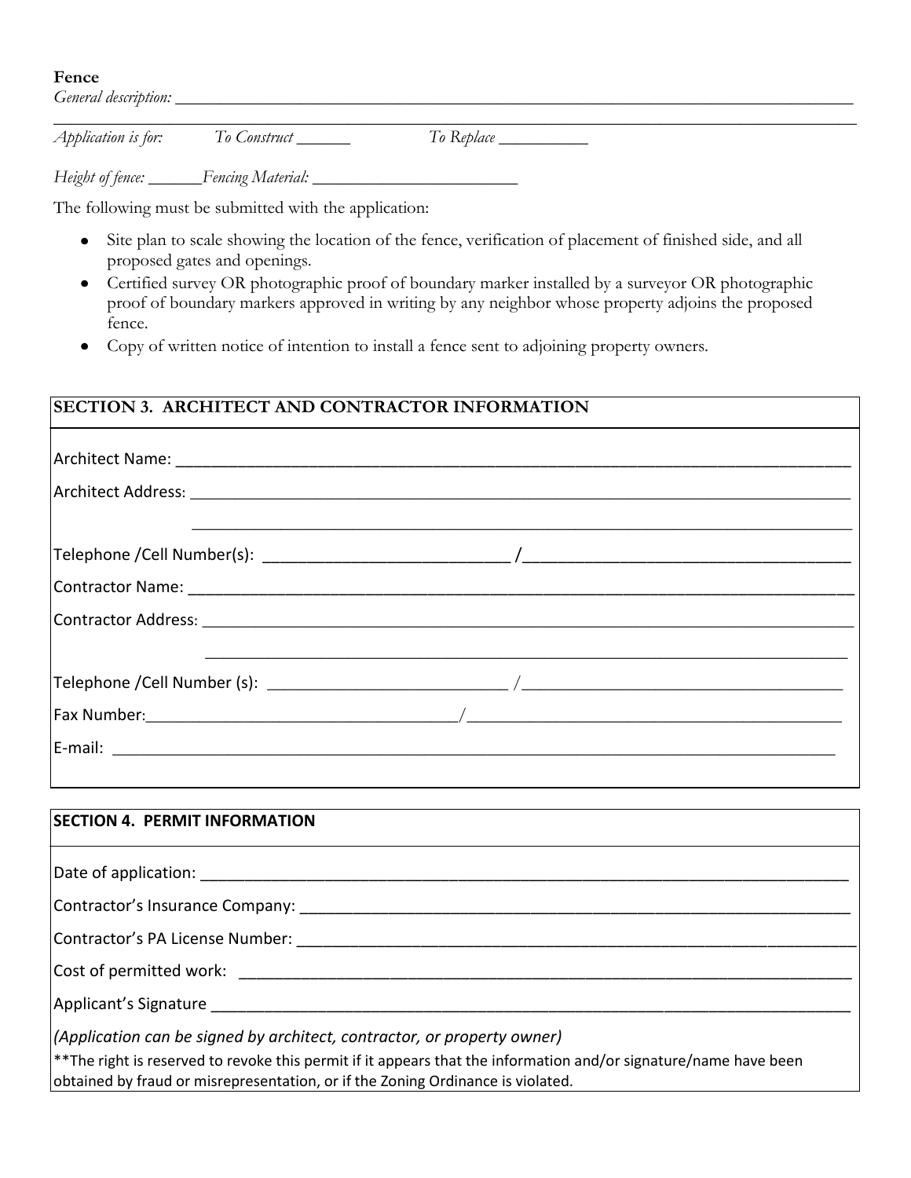**Fence**

*General description:* ______________________________________________________________________________

______________________________________________________________________________

*Application is for:* *To Construct* ______ *To Replace* __________

*Height of fence:* ______*Fencing Material:* ________________________

The following must be submitted with the application:

- Site plan to scale showing the location of the fence, verification of placement of finished side, and all proposed gates and openings.
- Certified survey OR photographic proof of boundary marker installed by a surveyor OR photographic proof of boundary markers approved in writing by any neighbor whose property adjoins the proposed fence.
- Copy of written notice of intention to install a fence sent to adjoining property owners.

## SECTION 3. ARCHITECT AND CONTRACTOR INFORMATION

Architect Name: ______________________________________________________________________________

Architect Address: ______________________________________________________________________________

______________________________________________________________________________

Telephone /Cell Number(s): ____________________________ /____________________________________

Contractor Name: ______________________________________________________________________________

Contractor Address: ______________________________________________________________________________

______________________________________________________________________________

Telephone /Cell Number (s): ____________________________ /____________________________________

Fax Number:____________________________________/____________________________________________

E-mail: ______________________________________________________________________________

## SECTION 4. PERMIT INFORMATION

Date of application: ______________________________________________________________________________

Contractor's Insurance Company: ______________________________________________________________

Contractor's PA License Number: ______________________________________________________________

Cost of permitted work: ______________________________________________________________________

Applicant's Signature ______________________________________________________________________________

*(Application can be signed by architect, contractor, or property owner)*

**The right is reserved to revoke this permit if it appears that the information and/or signature/name have been obtained by fraud or misrepresentation, or if the Zoning Ordinance is violated.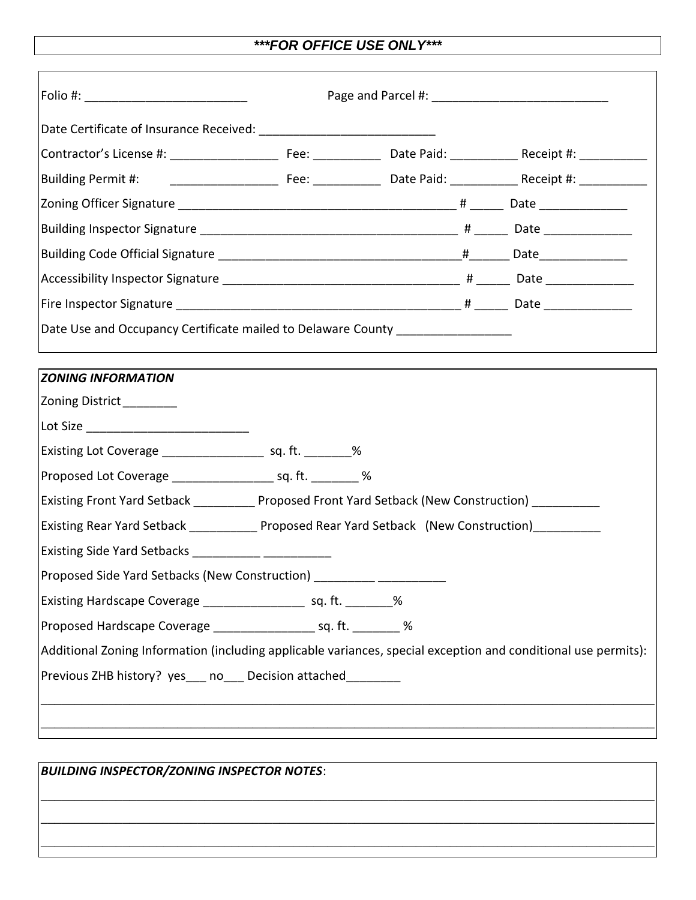***FOR OFFICE USE ONLY***

Folio #: ________________________ Page and Parcel #: __________________________

Date Certificate of Insurance Received: __________________________

Contractor's License #: ________________ Fee: __________ Date Paid: __________ Receipt #: __________

Building Permit #: ________________ Fee: __________ Date Paid: __________ Receipt #: __________

Zoning Officer Signature __________________________________________ # _____ Date _____________

Building Inspector Signature _______________________________________ # _____ Date _____________

Building Code Official Signature ____________________________________#______ Date_____________

Accessibility Inspector Signature ____________________________________ # _____ Date _____________

Fire Inspector Signature __________________________________________ # _____ Date _____________

Date Use and Occupancy Certificate mailed to Delaware County _________________

***ZONING INFORMATION***

Zoning District ________

Lot Size ________________________

Existing Lot Coverage _______________ sq. ft. _______%

Proposed Lot Coverage _______________ sq. ft. _______ %

Existing Front Yard Setback _________ Proposed Front Yard Setback (New Construction) __________

Existing Rear Yard Setback __________ Proposed Rear Yard Setback (New Construction)__________

Existing Side Yard Setbacks __________ __________

Proposed Side Yard Setbacks (New Construction) _________ __________

Existing Hardscape Coverage _______________ sq. ft. _______%

Proposed Hardscape Coverage _______________ sq. ft. _______ %

Additional Zoning Information (including applicable variances, special exception and conditional use permits):

Previous ZHB history? yes___ no___ Decision attached________

_____________________________________________________________________________________________

_____________________________________________________________________________________________

***BUILDING INSPECTOR/ZONING INSPECTOR NOTES***:

_____________________________________________________________________________________________

_____________________________________________________________________________________________

_____________________________________________________________________________________________